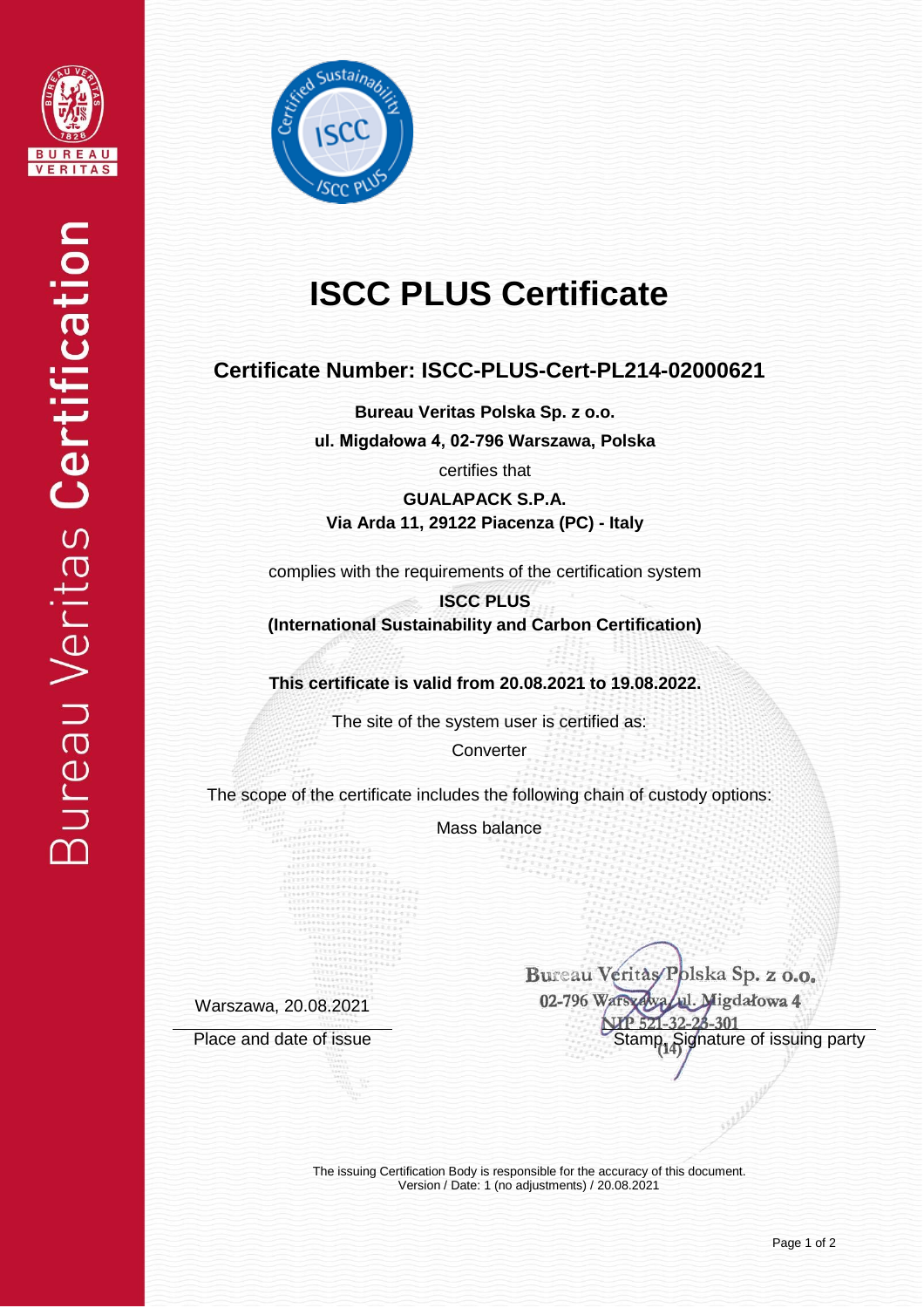# ISCC PLUS Certificate

## Certificate Number: ISCC-PLUS-Cert-PL214-02000621

**Bureau Veritas Polska Sp. z o.o.**
**ul. Migdałowa 4, 02-796 Warszawa, Polska**

certifies that

**GUALAPACK S.P.A.**
**Via Arda 11, 29122 Piacenza (PC) - Italy**

complies with the requirements of the certification system

**ISCC PLUS**
**(International Sustainability and Carbon Certification)**

**This certificate is valid from 20.08.2021 to 19.08.2022.**

The site of the system user is certified as:

Converter

The scope of the certificate includes the following chain of custody options:

Mass balance

Warszawa, 20.08.2021

Place and date of issue

Bureau Veritas Polska Sp. z o.o.
02-796 Warszawa, ul. Migdałowa 4
NIP 521-32-23-301
(14)

Stamp, Signature of issuing party

The issuing Certification Body is responsible for the accuracy of this document.
Version / Date: 1 (no adjustments) / 20.08.2021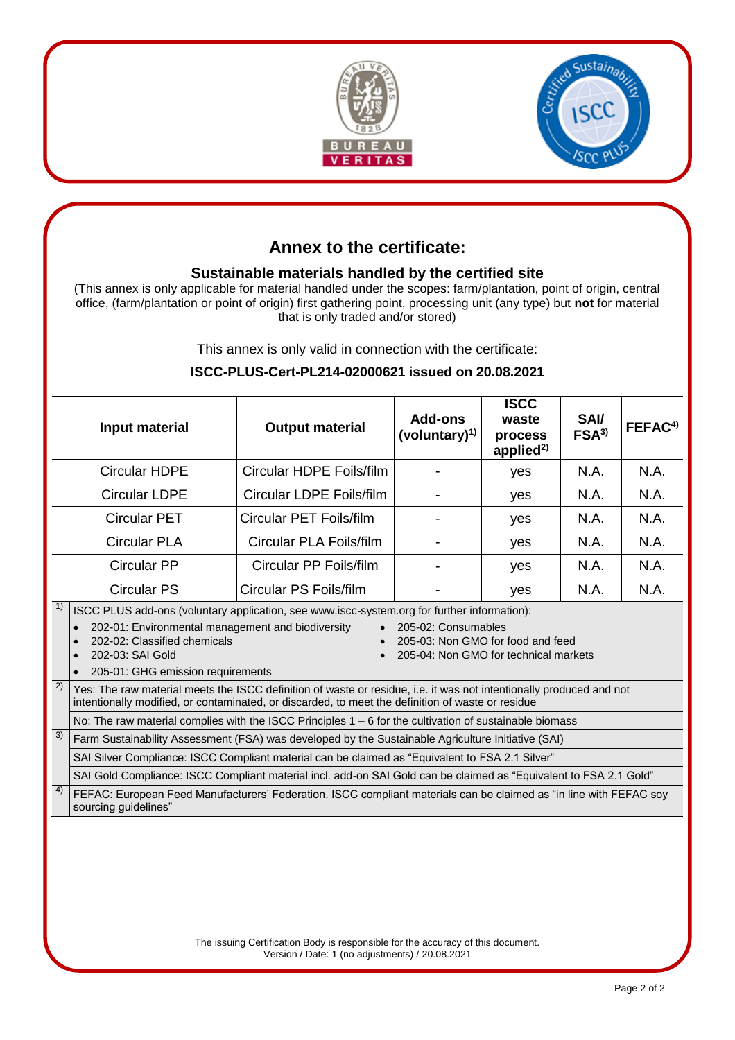# Annex to the certificate:

## Sustainable materials handled by the certified site

(This annex is only applicable for material handled under the scopes: farm/plantation, point of origin, central office, (farm/plantation or point of origin) first gathering point, processing unit (any type) but **not** for material that is only traded and/or stored)

This annex is only valid in connection with the certificate:

**ISCC-PLUS-Cert-PL214-02000621 issued on 20.08.2021**

| Input material | Output material | Add-ons (voluntary)[1] | ISCC waste process applied[2] | SAI/ FSA[3] | FEFAC[4] |
|---|---|---|---|---|---|
| Circular HDPE | Circular HDPE Foils/film | - | yes | N.A. | N.A. |
| Circular LDPE | Circular LDPE Foils/film | - | yes | N.A. | N.A. |
| Circular PET | Circular PET Foils/film | - | yes | N.A. | N.A. |
| Circular PLA | Circular PLA Foils/film | - | yes | N.A. | N.A. |
| Circular PP | Circular PP Foils/film | - | yes | N.A. | N.A. |
| Circular PS | Circular PS Foils/film | - | yes | N.A. | N.A. |

[1] ISCC PLUS add-ons (voluntary application, see www.iscc-system.org for further information):

- 202-01: Environmental management and biodiversity
- 202-02: Classified chemicals
- 202-03: SAI Gold
- 205-01: GHG emission requirements
- 205-02: Consumables
- 205-03: Non GMO for food and feed
- 205-04: Non GMO for technical markets

[2] Yes: The raw material meets the ISCC definition of waste or residue, i.e. it was not intentionally produced and not intentionally modified, or contaminated, or discarded, to meet the definition of waste or residue

No: The raw material complies with the ISCC Principles 1 – 6 for the cultivation of sustainable biomass

[3] Farm Sustainability Assessment (FSA) was developed by the Sustainable Agriculture Initiative (SAI)

SAI Silver Compliance: ISCC Compliant material can be claimed as "Equivalent to FSA 2.1 Silver"

SAI Gold Compliance: ISCC Compliant material incl. add-on SAI Gold can be claimed as "Equivalent to FSA 2.1 Gold"

[4] FEFAC: European Feed Manufacturers' Federation. ISCC compliant materials can be claimed as "in line with FEFAC soy sourcing guidelines"

The issuing Certification Body is responsible for the accuracy of this document.
Version / Date: 1 (no adjustments) / 20.08.2021